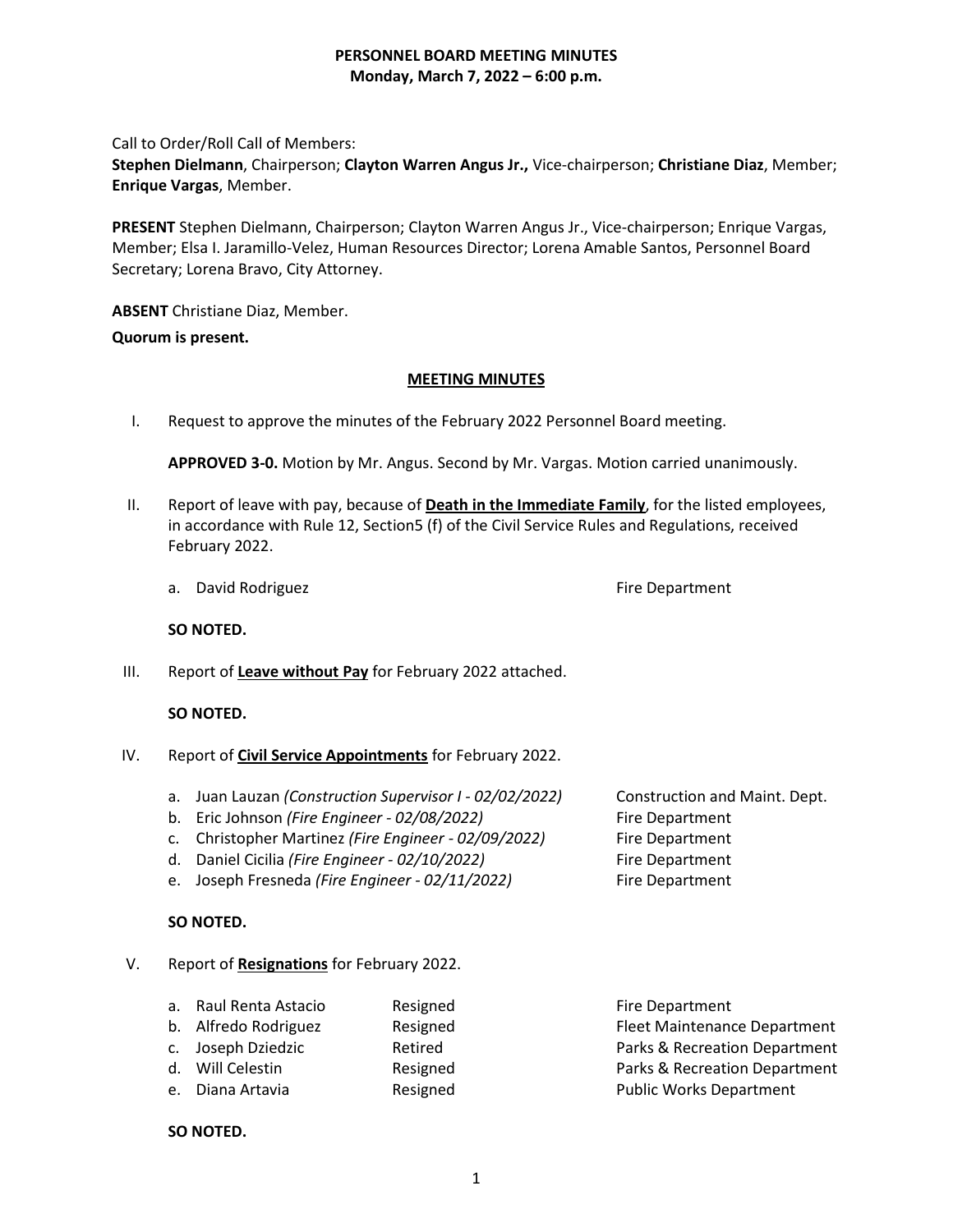**PERSONNEL BOARD MEETING MINUTES**
**Monday, March 7, 2022 – 6:00 p.m.**

Call to Order/Roll Call of Members:
**Stephen Dielmann**, Chairperson; **Clayton Warren Angus Jr.,** Vice-chairperson; **Christiane Diaz**, Member; **Enrique Vargas**, Member.

**PRESENT** Stephen Dielmann, Chairperson; Clayton Warren Angus Jr., Vice-chairperson; Enrique Vargas, Member; Elsa I. Jaramillo-Velez, Human Resources Director; Lorena Amable Santos, Personnel Board Secretary; Lorena Bravo, City Attorney.

**ABSENT** Christiane Diaz, Member.

**Quorum is present.**

**MEETING MINUTES**

I. Request to approve the minutes of the February 2022 Personnel Board meeting.

   **APPROVED 3-0.** Motion by Mr. Angus. Second by Mr. Vargas. Motion carried unanimously.

II. Report of leave with pay, because of **Death in the Immediate Family**, for the listed employees, in accordance with Rule 12, Section5 (f) of the Civil Service Rules and Regulations, received February 2022.

   a. David Rodriguez — Fire Department

   **SO NOTED.**

III. Report of **Leave without Pay** for February 2022 attached.

   **SO NOTED.**

IV. Report of **Civil Service Appointments** for February 2022.

   a. Juan Lauzan *(Construction Supervisor I - 02/02/2022)* — Construction and Maint. Dept.
   b. Eric Johnson *(Fire Engineer - 02/08/2022)* — Fire Department
   c. Christopher Martinez *(Fire Engineer - 02/09/2022)* — Fire Department
   d. Daniel Cicilia *(Fire Engineer - 02/10/2022)* — Fire Department
   e. Joseph Fresneda *(Fire Engineer - 02/11/2022)* — Fire Department

   **SO NOTED.**

V. Report of **Resignations** for February 2022.

| | | |
|---|---|---|
| a. Raul Renta Astacio | Resigned | Fire Department |
| b. Alfredo Rodriguez | Resigned | Fleet Maintenance Department |
| c. Joseph Dziedzic | Retired | Parks & Recreation Department |
| d. Will Celestin | Resigned | Parks & Recreation Department |
| e. Diana Artavia | Resigned | Public Works Department |

   **SO NOTED.**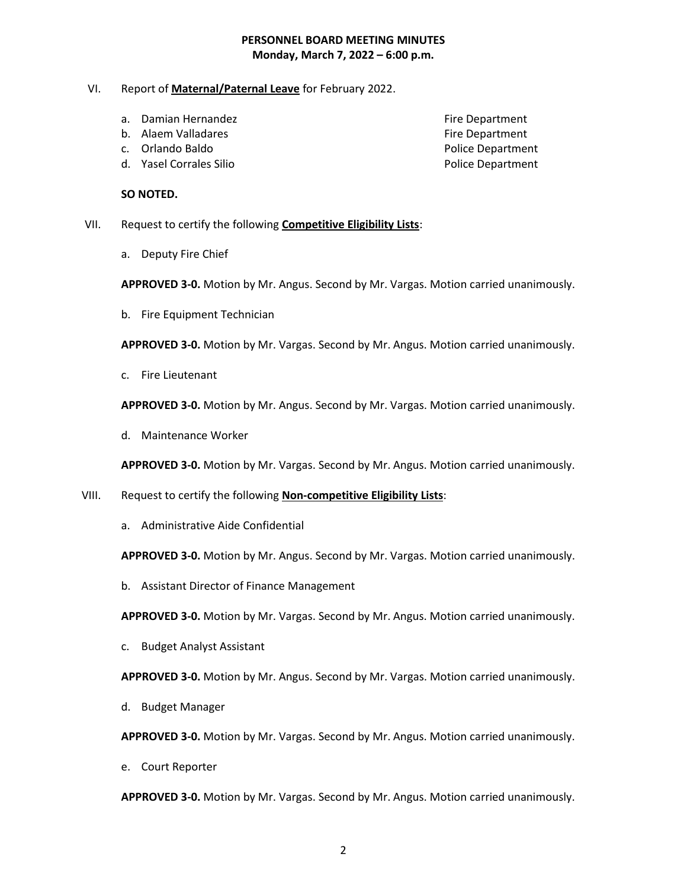VI. Report of **Maternal/Paternal Leave** for February 2022.

| | |
|---|---|
| a. Damian Hernandez | Fire Department |
| b. Alaem Valladares | Fire Department |
| c. Orlando Baldo | Police Department |
| d. Yasel Corrales Silio | Police Department |

**SO NOTED.**

VII. Request to certify the following **Competitive Eligibility Lists**:

a. Deputy Fire Chief

**APPROVED 3-0.** Motion by Mr. Angus. Second by Mr. Vargas. Motion carried unanimously.

b. Fire Equipment Technician

**APPROVED 3-0.** Motion by Mr. Vargas. Second by Mr. Angus. Motion carried unanimously.

c. Fire Lieutenant

**APPROVED 3-0.** Motion by Mr. Angus. Second by Mr. Vargas. Motion carried unanimously.

d. Maintenance Worker

**APPROVED 3-0.** Motion by Mr. Vargas. Second by Mr. Angus. Motion carried unanimously.

VIII. Request to certify the following **Non-competitive Eligibility Lists**:

a. Administrative Aide Confidential

**APPROVED 3-0.** Motion by Mr. Angus. Second by Mr. Vargas. Motion carried unanimously.

b. Assistant Director of Finance Management

**APPROVED 3-0.** Motion by Mr. Vargas. Second by Mr. Angus. Motion carried unanimously.

c. Budget Analyst Assistant

**APPROVED 3-0.** Motion by Mr. Angus. Second by Mr. Vargas. Motion carried unanimously.

d. Budget Manager

**APPROVED 3-0.** Motion by Mr. Vargas. Second by Mr. Angus. Motion carried unanimously.

e. Court Reporter

**APPROVED 3-0.** Motion by Mr. Vargas. Second by Mr. Angus. Motion carried unanimously.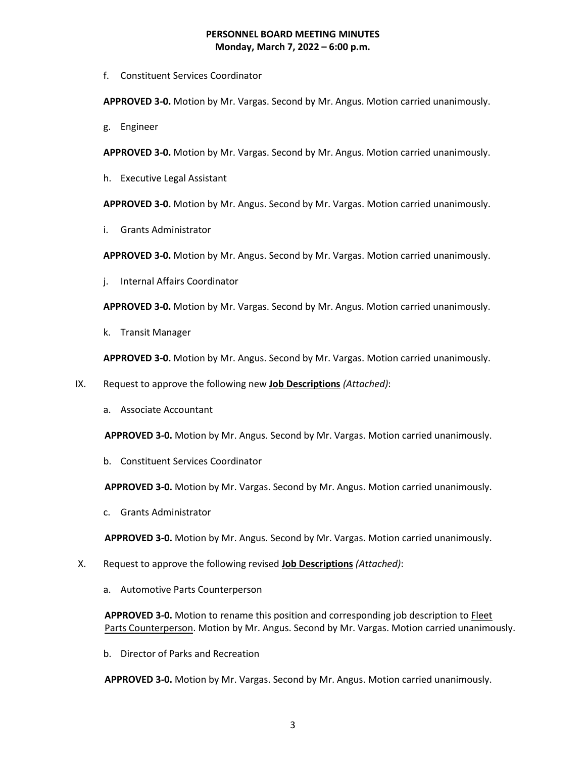f. Constituent Services Coordinator

**APPROVED 3-0.** Motion by Mr. Vargas. Second by Mr. Angus. Motion carried unanimously.

g. Engineer

**APPROVED 3-0.** Motion by Mr. Vargas. Second by Mr. Angus. Motion carried unanimously.

h. Executive Legal Assistant

**APPROVED 3-0.** Motion by Mr. Angus. Second by Mr. Vargas. Motion carried unanimously.

i. Grants Administrator

**APPROVED 3-0.** Motion by Mr. Angus. Second by Mr. Vargas. Motion carried unanimously.

j. Internal Affairs Coordinator

**APPROVED 3-0.** Motion by Mr. Vargas. Second by Mr. Angus. Motion carried unanimously.

k. Transit Manager

**APPROVED 3-0.** Motion by Mr. Angus. Second by Mr. Vargas. Motion carried unanimously.

IX. Request to approve the following new **Job Descriptions** *(Attached)*:

a. Associate Accountant

**APPROVED 3-0.** Motion by Mr. Angus. Second by Mr. Vargas. Motion carried unanimously.

b. Constituent Services Coordinator

**APPROVED 3-0.** Motion by Mr. Vargas. Second by Mr. Angus. Motion carried unanimously.

c. Grants Administrator

**APPROVED 3-0.** Motion by Mr. Angus. Second by Mr. Vargas. Motion carried unanimously.

X. Request to approve the following revised **Job Descriptions** *(Attached)*:

a. Automotive Parts Counterperson

**APPROVED 3-0.** Motion to rename this position and corresponding job description to Fleet Parts Counterperson. Motion by Mr. Angus. Second by Mr. Vargas. Motion carried unanimously.

b. Director of Parks and Recreation

**APPROVED 3-0.** Motion by Mr. Vargas. Second by Mr. Angus. Motion carried unanimously.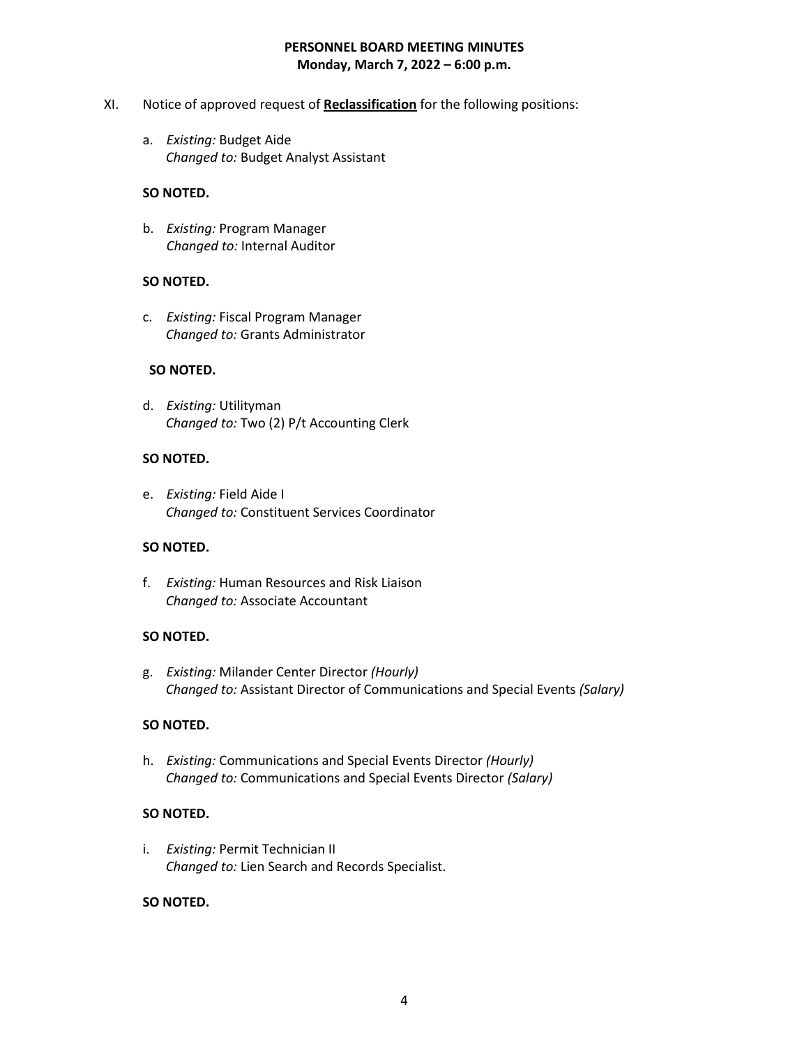**PERSONNEL BOARD MEETING MINUTES**
**Monday, March 7, 2022 – 6:00 p.m.**

XI. Notice of approved request of **Reclassification** for the following positions:

a. *Existing:* Budget Aide
*Changed to:* Budget Analyst Assistant

**SO NOTED.**

b. *Existing:* Program Manager
*Changed to:* Internal Auditor

**SO NOTED.**

c. *Existing:* Fiscal Program Manager
*Changed to:* Grants Administrator

**SO NOTED.**

d. *Existing:* Utilityman
*Changed to:* Two (2) P/t Accounting Clerk

**SO NOTED.**

e. *Existing:* Field Aide I
*Changed to:* Constituent Services Coordinator

**SO NOTED.**

f. *Existing:* Human Resources and Risk Liaison
*Changed to:* Associate Accountant

**SO NOTED.**

g. *Existing:* Milander Center Director *(Hourly)*
*Changed to:* Assistant Director of Communications and Special Events *(Salary)*

**SO NOTED.**

h. *Existing:* Communications and Special Events Director *(Hourly)*
*Changed to:* Communications and Special Events Director *(Salary)*

**SO NOTED.**

i. *Existing:* Permit Technician II
*Changed to:* Lien Search and Records Specialist.

**SO NOTED.**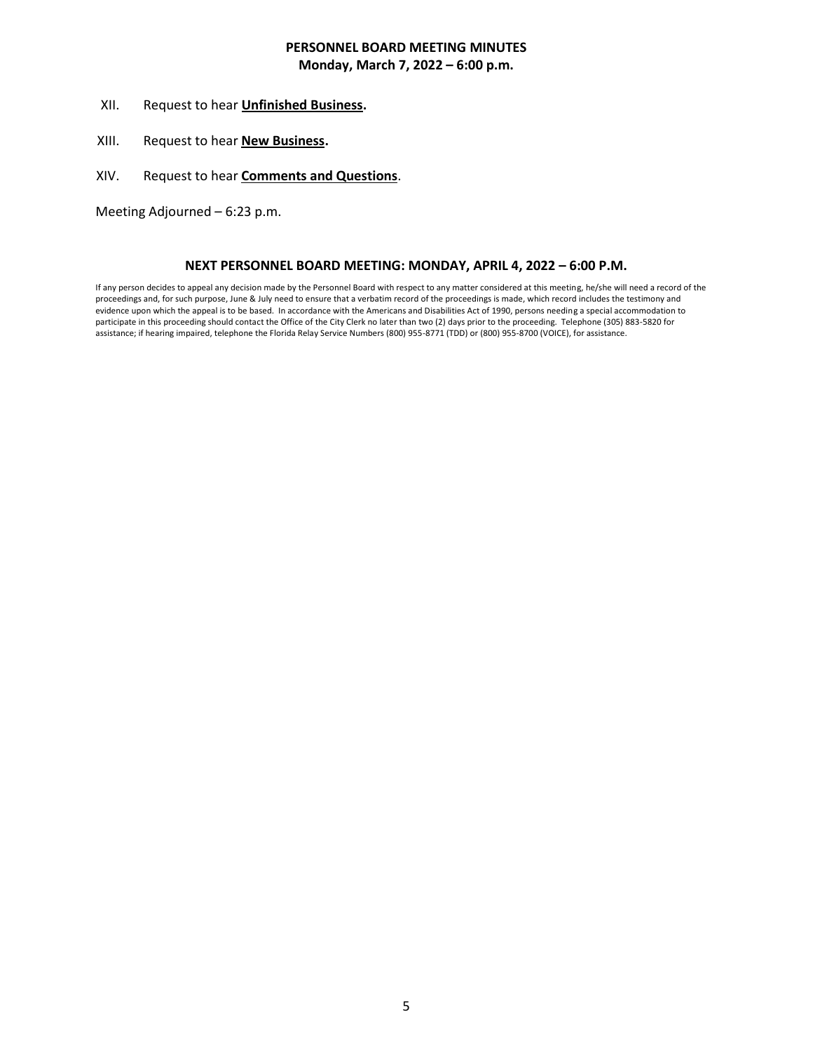XII. Request to hear **Unfinished Business.**

XIII. Request to hear **New Business.**

XIV. Request to hear **Comments and Questions**.

Meeting Adjourned – 6:23 p.m.

**NEXT PERSONNEL BOARD MEETING: MONDAY, APRIL 4, 2022 – 6:00 P.M.**

If any person decides to appeal any decision made by the Personnel Board with respect to any matter considered at this meeting, he/she will need a record of the proceedings and, for such purpose, June & July need to ensure that a verbatim record of the proceedings is made, which record includes the testimony and evidence upon which the appeal is to be based. In accordance with the Americans and Disabilities Act of 1990, persons needing a special accommodation to participate in this proceeding should contact the Office of the City Clerk no later than two (2) days prior to the proceeding. Telephone (305) 883-5820 for assistance; if hearing impaired, telephone the Florida Relay Service Numbers (800) 955-8771 (TDD) or (800) 955-8700 (VOICE), for assistance.